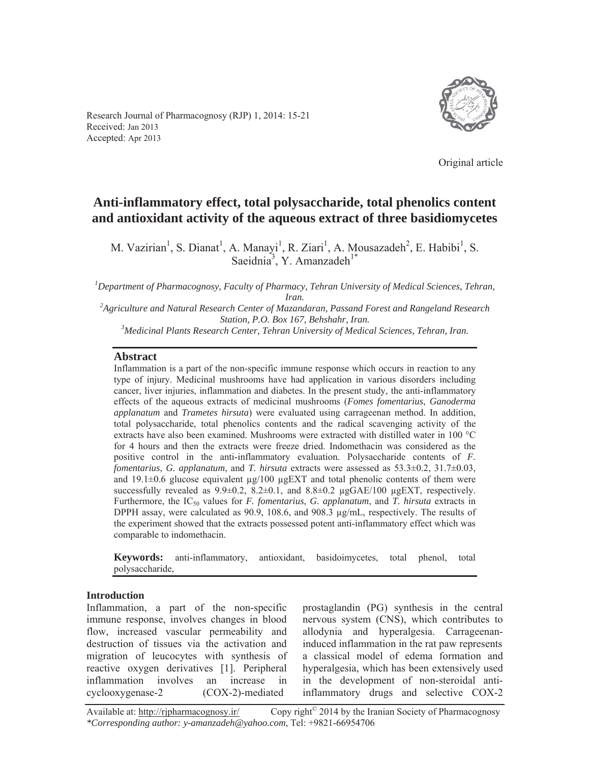Research Journal of Pharmacognosy (RJP) 1, 2014: 15-21
Received: Jan 2013
Accepted: Apr 2013

Original article

# Anti-inflammatory effect, total polysaccharide, total phenolics content and antioxidant activity of the aqueous extract of three basidiomycetes

M. Vazirian[1], S. Dianat[1], A. Manayi[1], R. Ziari[1], A. Mousazadeh[2], E. Habibi[1], S. Saeidnia[3], Y. Amanzadeh[1*]

[1]*Department of Pharmacognosy, Faculty of Pharmacy, Tehran University of Medical Sciences, Tehran, Iran.*
[2]*Agriculture and Natural Research Center of Mazandaran, Passand Forest and Rangeland Research Station, P.O. Box 167, Behshahr, Iran.*
[3]*Medicinal Plants Research Center, Tehran University of Medical Sciences, Tehran, Iran.*

## Abstract

Inflammation is a part of the non-specific immune response which occurs in reaction to any type of injury. Medicinal mushrooms have had application in various disorders including cancer, liver injuries, inflammation and diabetes. In the present study, the anti-inflammatory effects of the aqueous extracts of medicinal mushrooms (*Fomes fomentarius*, *Ganoderma applanatum* and *Trametes hirsuta*) were evaluated using carrageenan method. In addition, total polysaccharide, total phenolics contents and the radical scavenging activity of the extracts have also been examined. Mushrooms were extracted with distilled water in 100 °C for 4 hours and then the extracts were freeze dried. Indomethacin was considered as the positive control in the anti-inflammatory evaluation. Polysaccharide contents of *F. fomentarius*, *G. applanatum*, and *T. hirsuta* extracts were assessed as 53.3±0.2, 31.7±0.03, and 19.1±0.6 glucose equivalent µg/100 µgEXT and total phenolic contents of them were successfully revealed as 9.9±0.2, 8.2±0.1, and 8.8±0.2 µgGAE/100 µgEXT, respectively. Furthermore, the $IC_{50}$ values for *F. fomentarius*, *G. applanatum*, and *T. hirsuta* extracts in DPPH assay, were calculated as 90.9, 108.6, and 908.3 µg/mL, respectively. The results of the experiment showed that the extracts possessed potent anti-inflammatory effect which was comparable to indomethacin.

**Keywords:** anti-inflammatory, antioxidant, basidoimycetes, total phenol, total polysaccharide,

## Introduction

Inflammation, a part of the non-specific immune response, involves changes in blood flow, increased vascular permeability and destruction of tissues via the activation and migration of leucocytes with synthesis of reactive oxygen derivatives [1]. Peripheral inflammation involves an increase in cyclooxygenase-2 (COX-2)-mediated prostaglandin (PG) synthesis in the central nervous system (CNS), which contributes to allodynia and hyperalgesia. Carrageenan-induced inflammation in the rat paw represents a classical model of edema formation and hyperalgesia, which has been extensively used in the development of non-steroidal anti-inflammatory drugs and selective COX-2

Available at: http://rjpharmacognosy.ir/ Copy right© 2014 by the Iranian Society of Pharmacognosy
*\*Corresponding author: y-amanzadeh@yahoo.com*, Tel: +9821-66954706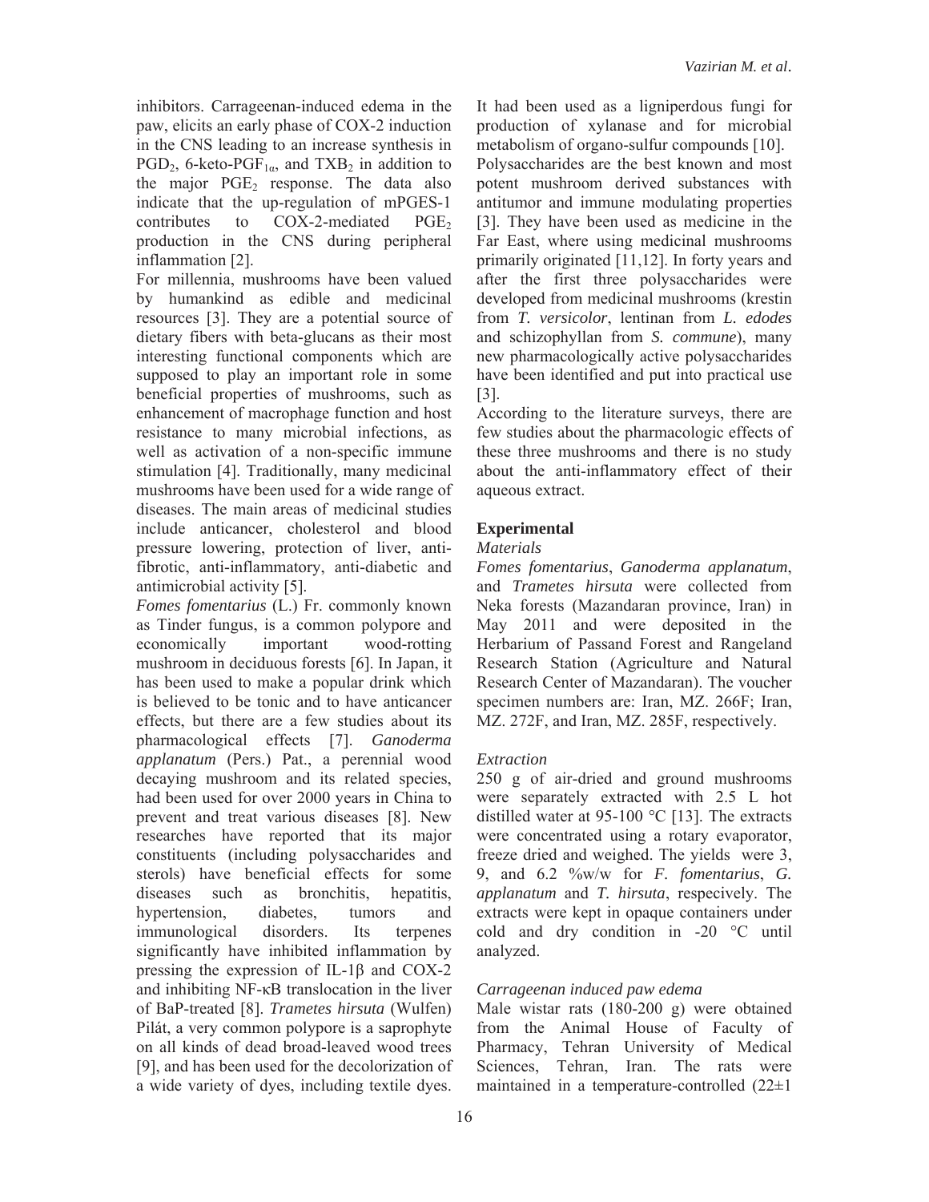inhibitors. Carrageenan-induced edema in the paw, elicits an early phase of COX-2 induction in the CNS leading to an increase synthesis in $PGD_2$, 6-keto-$PGF_{1\alpha}$, and $TXB_2$ in addition to the major $PGE_2$ response. The data also indicate that the up-regulation of mPGES-1 contributes to COX-2-mediated $PGE_2$ production in the CNS during peripheral inflammation [2].

For millennia, mushrooms have been valued by humankind as edible and medicinal resources [3]. They are a potential source of dietary fibers with beta-glucans as their most interesting functional components which are supposed to play an important role in some beneficial properties of mushrooms, such as enhancement of macrophage function and host resistance to many microbial infections, as well as activation of a non-specific immune stimulation [4]. Traditionally, many medicinal mushrooms have been used for a wide range of diseases. The main areas of medicinal studies include anticancer, cholesterol and blood pressure lowering, protection of liver, anti-fibrotic, anti-inflammatory, anti-diabetic and antimicrobial activity [5].

*Fomes fomentarius* (L.) Fr. commonly known as Tinder fungus, is a common polypore and economically important wood-rotting mushroom in deciduous forests [6]. In Japan, it has been used to make a popular drink which is believed to be tonic and to have anticancer effects, but there are a few studies about its pharmacological effects [7]. *Ganoderma applanatum* (Pers.) Pat., a perennial wood decaying mushroom and its related species, had been used for over 2000 years in China to prevent and treat various diseases [8]. New researches have reported that its major constituents (including polysaccharides and sterols) have beneficial effects for some diseases such as bronchitis, hepatitis, hypertension, diabetes, tumors and immunological disorders. Its terpenes significantly have inhibited inflammation by pressing the expression of IL-1β and COX-2 and inhibiting NF-κB translocation in the liver of BaP-treated [8]. *Trametes hirsuta* (Wulfen) Pilát, a very common polypore is a saprophyte on all kinds of dead broad-leaved wood trees [9], and has been used for the decolorization of a wide variety of dyes, including textile dyes. It had been used as a ligniperdous fungi for production of xylanase and for microbial metabolism of organo-sulfur compounds [10].

Polysaccharides are the best known and most potent mushroom derived substances with antitumor and immune modulating properties [3]. They have been used as medicine in the Far East, where using medicinal mushrooms primarily originated [11,12]. In forty years and after the first three polysaccharides were developed from medicinal mushrooms (krestin from *T. versicolor*, lentinan from *L. edodes* and schizophyllan from *S. commune*), many new pharmacologically active polysaccharides have been identified and put into practical use [3].

According to the literature surveys, there are few studies about the pharmacologic effects of these three mushrooms and there is no study about the anti-inflammatory effect of their aqueous extract.

## Experimental

### *Materials*

*Fomes fomentarius*, *Ganoderma applanatum*, and *Trametes hirsuta* were collected from Neka forests (Mazandaran province, Iran) in May 2011 and were deposited in the Herbarium of Passand Forest and Rangeland Research Station (Agriculture and Natural Research Center of Mazandaran). The voucher specimen numbers are: Iran, MZ. 266F; Iran, MZ. 272F, and Iran, MZ. 285F, respectively.

### *Extraction*

250 g of air-dried and ground mushrooms were separately extracted with 2.5 L hot distilled water at 95-100 °C [13]. The extracts were concentrated using a rotary evaporator, freeze dried and weighed. The yields were 3, 9, and 6.2 %w/w for *F. fomentarius*, *G. applanatum* and *T. hirsuta*, respecively. The extracts were kept in opaque containers under cold and dry condition in -20 °C until analyzed.

### *Carrageenan induced paw edema*

Male wistar rats (180-200 g) were obtained from the Animal House of Faculty of Pharmacy, Tehran University of Medical Sciences, Tehran, Iran. The rats were maintained in a temperature-controlled (22±1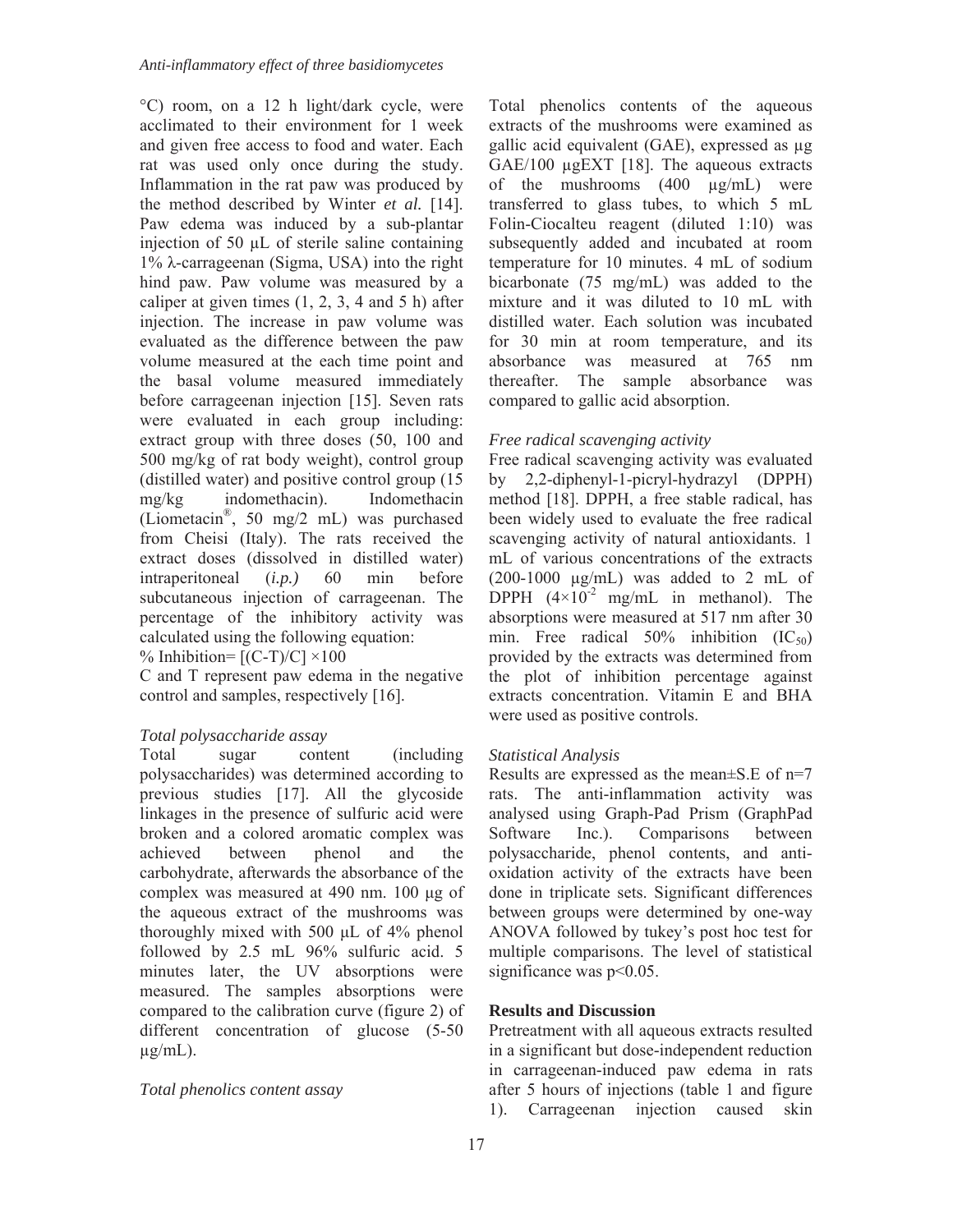°C) room, on a 12 h light/dark cycle, were acclimated to their environment for 1 week and given free access to food and water. Each rat was used only once during the study. Inflammation in the rat paw was produced by the method described by Winter *et al.* [14]. Paw edema was induced by a sub-plantar injection of 50 µL of sterile saline containing 1% λ-carrageenan (Sigma, USA) into the right hind paw. Paw volume was measured by a caliper at given times (1, 2, 3, 4 and 5 h) after injection. The increase in paw volume was evaluated as the difference between the paw volume measured at the each time point and the basal volume measured immediately before carrageenan injection [15]. Seven rats were evaluated in each group including: extract group with three doses (50, 100 and 500 mg/kg of rat body weight), control group (distilled water) and positive control group (15 mg/kg indomethacin). Indomethacin (Liometacin®, 50 mg/2 mL) was purchased from Cheisi (Italy). The rats received the extract doses (dissolved in distilled water) intraperitoneal (*i.p.)* 60 min before subcutaneous injection of carrageenan. The percentage of the inhibitory activity was calculated using the following equation:

$$\% \text{ Inhibition} = [(C-T)/C] \times 100$$

C and T represent paw edema in the negative control and samples, respectively [16].

### *Total polysaccharide assay*

Total sugar content (including polysaccharides) was determined according to previous studies [17]. All the glycoside linkages in the presence of sulfuric acid were broken and a colored aromatic complex was achieved between phenol and the carbohydrate, afterwards the absorbance of the complex was measured at 490 nm. 100 µg of the aqueous extract of the mushrooms was thoroughly mixed with 500 µL of 4% phenol followed by 2.5 mL 96% sulfuric acid. 5 minutes later, the UV absorptions were measured. The samples absorptions were compared to the calibration curve (figure 2) of different concentration of glucose (5-50 µg/mL).

### *Total phenolics content assay*

Total phenolics contents of the aqueous extracts of the mushrooms were examined as gallic acid equivalent (GAE), expressed as µg GAE/100 µgEXT [18]. The aqueous extracts of the mushrooms (400 µg/mL) were transferred to glass tubes, to which 5 mL Folin-Ciocalteu reagent (diluted 1:10) was subsequently added and incubated at room temperature for 10 minutes. 4 mL of sodium bicarbonate (75 mg/mL) was added to the mixture and it was diluted to 10 mL with distilled water. Each solution was incubated for 30 min at room temperature, and its absorbance was measured at 765 nm thereafter. The sample absorbance was compared to gallic acid absorption.

### *Free radical scavenging activity*

Free radical scavenging activity was evaluated by 2,2-diphenyl-1-picryl-hydrazyl (DPPH) method [18]. DPPH, a free stable radical, has been widely used to evaluate the free radical scavenging activity of natural antioxidants. 1 mL of various concentrations of the extracts (200-1000 µg/mL) was added to 2 mL of DPPH ($4\times10^{-2}$ mg/mL in methanol). The absorptions were measured at 517 nm after 30 min. Free radical 50% inhibition ($IC_{50}$) provided by the extracts was determined from the plot of inhibition percentage against extracts concentration. Vitamin E and BHA were used as positive controls.

### *Statistical Analysis*

Results are expressed as the mean±S.E of n=7 rats. The anti-inflammation activity was analysed using Graph-Pad Prism (GraphPad Software Inc.). Comparisons between polysaccharide, phenol contents, and anti-oxidation activity of the extracts have been done in triplicate sets. Significant differences between groups were determined by one-way ANOVA followed by tukey's post hoc test for multiple comparisons. The level of statistical significance was $p<0.05$.

## **Results and Discussion**

Pretreatment with all aqueous extracts resulted in a significant but dose-independent reduction in carrageenan-induced paw edema in rats after 5 hours of injections (table 1 and figure 1). Carrageenan injection caused skin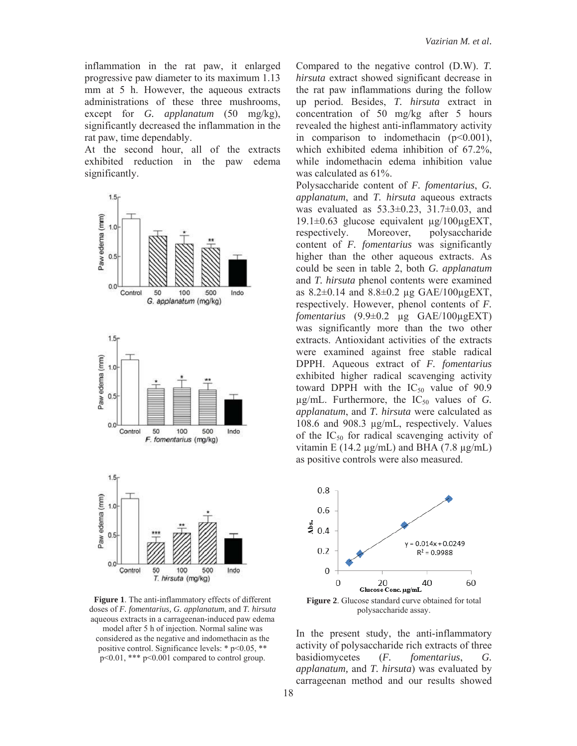inflammation in the rat paw, it enlarged progressive paw diameter to its maximum 1.13 mm at 5 h. However, the aqueous extracts administrations of these three mushrooms, except for *G. applanatum* (50 mg/kg), significantly decreased the inflammation in the rat paw, time dependably.

At the second hour, all of the extracts exhibited reduction in the paw edema significantly.

**Figure 1**. The anti-inflammatory effects of different doses of *F. fomentarius*, *G. applanatum*, and *T. hirsuta* aqueous extracts in a carrageenan-induced paw edema model after 5 h of injection. Normal saline was considered as the negative and indomethacin as the positive control. Significance levels: * $p<0.05$, ** $p<0.01$, *** $p<0.001$ compared to control group.

Compared to the negative control (D.W). *T. hirsuta* extract showed significant decrease in the rat paw inflammations during the follow up period. Besides, *T. hirsuta* extract in concentration of 50 mg/kg after 5 hours revealed the highest anti-inflammatory activity in comparison to indomethacin ($p<0.001$), which exhibited edema inhibition of 67.2%, while indomethacin edema inhibition value was calculated as 61%.

Polysaccharide content of *F. fomentarius*, *G. applanatum*, and *T. hirsuta* aqueous extracts was evaluated as 53.3±0.23, 31.7±0.03, and 19.1±0.63 glucose equivalent µg/100µgEXT, respectively. Moreover, polysaccharide content of *F. fomentarius* was significantly higher than the other aqueous extracts. As could be seen in table 2, both *G. applanatum* and *T. hirsuta* phenol contents were examined as 8.2±0.14 and 8.8±0.2 µg GAE/100µgEXT, respectively. However, phenol contents of *F. fomentarius* (9.9±0.2 µg GAE/100µgEXT) was significantly more than the two other extracts. Antioxidant activities of the extracts were examined against free stable radical DPPH. Aqueous extract of *F. fomentarius* exhibited higher radical scavenging activity toward DPPH with the $IC_{50}$ value of 90.9 µg/mL. Furthermore, the $IC_{50}$ values of *G. applanatum*, and *T. hirsuta* were calculated as 108.6 and 908.3 µg/mL, respectively. Values of the $IC_{50}$ for radical scavenging activity of vitamin E (14.2 µg/mL) and BHA (7.8 µg/mL) as positive controls were also measured.

**Figure 2**. Glucose standard curve obtained for total polysaccharide assay.

In the present study, the anti-inflammatory activity of polysaccharide rich extracts of three basidiomycetes (*F. fomentarius*, *G. applanatum*, and *T. hirsuta*) was evaluated by carrageenan method and our results showed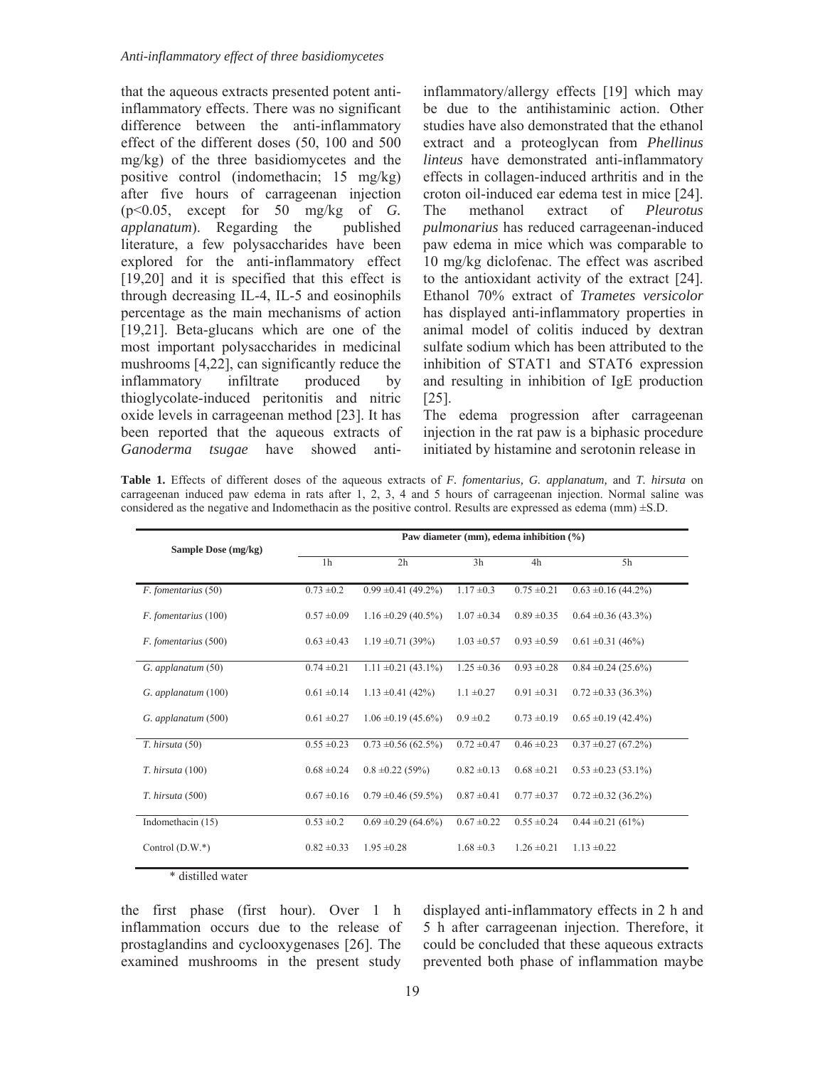that the aqueous extracts presented potent anti-inflammatory effects. There was no significant difference between the anti-inflammatory effect of the different doses (50, 100 and 500 mg/kg) of the three basidiomycetes and the positive control (indomethacin; 15 mg/kg) after five hours of carrageenan injection ($p<0.05$, except for 50 mg/kg of *G. applanatum*). Regarding the published literature, a few polysaccharides have been explored for the anti-inflammatory effect [19,20] and it is specified that this effect is through decreasing IL-4, IL-5 and eosinophils percentage as the main mechanisms of action [19,21]. Beta-glucans which are one of the most important polysaccharides in medicinal mushrooms [4,22], can significantly reduce the inflammatory infiltrate produced by thioglycolate-induced peritonitis and nitric oxide levels in carrageenan method [23]. It has been reported that the aqueous extracts of *Ganoderma tsugae* have showed anti-inflammatory/allergy effects [19] which may be due to the antihistaminic action. Other studies have also demonstrated that the ethanol extract and a proteoglycan from *Phellinus linteus* have demonstrated anti-inflammatory effects in collagen-induced arthritis and in the croton oil-induced ear edema test in mice [24]. The methanol extract of *Pleurotus pulmonarius* has reduced carrageenan-induced paw edema in mice which was comparable to 10 mg/kg diclofenac. The effect was ascribed to the antioxidant activity of the extract [24]. Ethanol 70% extract of *Trametes versicolor* has displayed anti-inflammatory properties in animal model of colitis induced by dextran sulfate sodium which has been attributed to the inhibition of STAT1 and STAT6 expression and resulting in inhibition of IgE production [25].

The edema progression after carrageenan injection in the rat paw is a biphasic procedure initiated by histamine and serotonin release in the first phase (first hour). Over 1 h inflammation occurs due to the release of prostaglandins and cyclooxygenases [26]. The examined mushrooms in the present study displayed anti-inflammatory effects in 2 h and 5 h after carrageenan injection. Therefore, it could be concluded that these aqueous extracts prevented both phase of inflammation maybe

**Table 1.** Effects of different doses of the aqueous extracts of *F. fomentarius, G. applanatum,* and *T. hirsuta* on carrageenan induced paw edema in rats after 1, 2, 3, 4 and 5 hours of carrageenan injection. Normal saline was considered as the negative and Indomethacin as the positive control. Results are expressed as edema (mm) ±S.D.

| Sample Dose (mg/kg) | Paw diameter (mm), edema inhibition (%) | | | | |
|---|---|---|---|---|---|
| | 1h | 2h | 3h | 4h | 5h |
| *F. fomentarius* (50) | 0.73 ±0.2 | 0.99 ±0.41 (49.2%) | 1.17 ±0.3 | 0.75 ±0.21 | 0.63 ±0.16 (44.2%) |
| *F. fomentarius* (100) | 0.57 ±0.09 | 1.16 ±0.29 (40.5%) | 1.07 ±0.34 | 0.89 ±0.35 | 0.64 ±0.36 (43.3%) |
| *F. fomentarius* (500) | 0.63 ±0.43 | 1.19 ±0.71 (39%) | 1.03 ±0.57 | 0.93 ±0.59 | 0.61 ±0.31 (46%) |
| *G. applanatum* (50) | 0.74 ±0.21 | 1.11 ±0.21 (43.1%) | 1.25 ±0.36 | 0.93 ±0.28 | 0.84 ±0.24 (25.6%) |
| *G. applanatum* (100) | 0.61 ±0.14 | 1.13 ±0.41 (42%) | 1.1 ±0.27 | 0.91 ±0.31 | 0.72 ±0.33 (36.3%) |
| *G. applanatum* (500) | 0.61 ±0.27 | 1.06 ±0.19 (45.6%) | 0.9 ±0.2 | 0.73 ±0.19 | 0.65 ±0.19 (42.4%) |
| *T. hirsuta* (50) | 0.55 ±0.23 | 0.73 ±0.56 (62.5%) | 0.72 ±0.47 | 0.46 ±0.23 | 0.37 ±0.27 (67.2%) |
| *T. hirsuta* (100) | 0.68 ±0.24 | 0.8 ±0.22 (59%) | 0.82 ±0.13 | 0.68 ±0.21 | 0.53 ±0.23 (53.1%) |
| *T. hirsuta* (500) | 0.67 ±0.16 | 0.79 ±0.46 (59.5%) | 0.87 ±0.41 | 0.77 ±0.37 | 0.72 ±0.32 (36.2%) |
| Indomethacin (15) | 0.53 ±0.2 | 0.69 ±0.29 (64.6%) | 0.67 ±0.22 | 0.55 ±0.24 | 0.44 ±0.21 (61%) |
| Control (D.W.*) | 0.82 ±0.33 | 1.95 ±0.28 | 1.68 ±0.3 | 1.26 ±0.21 | 1.13 ±0.22 |

\* distilled water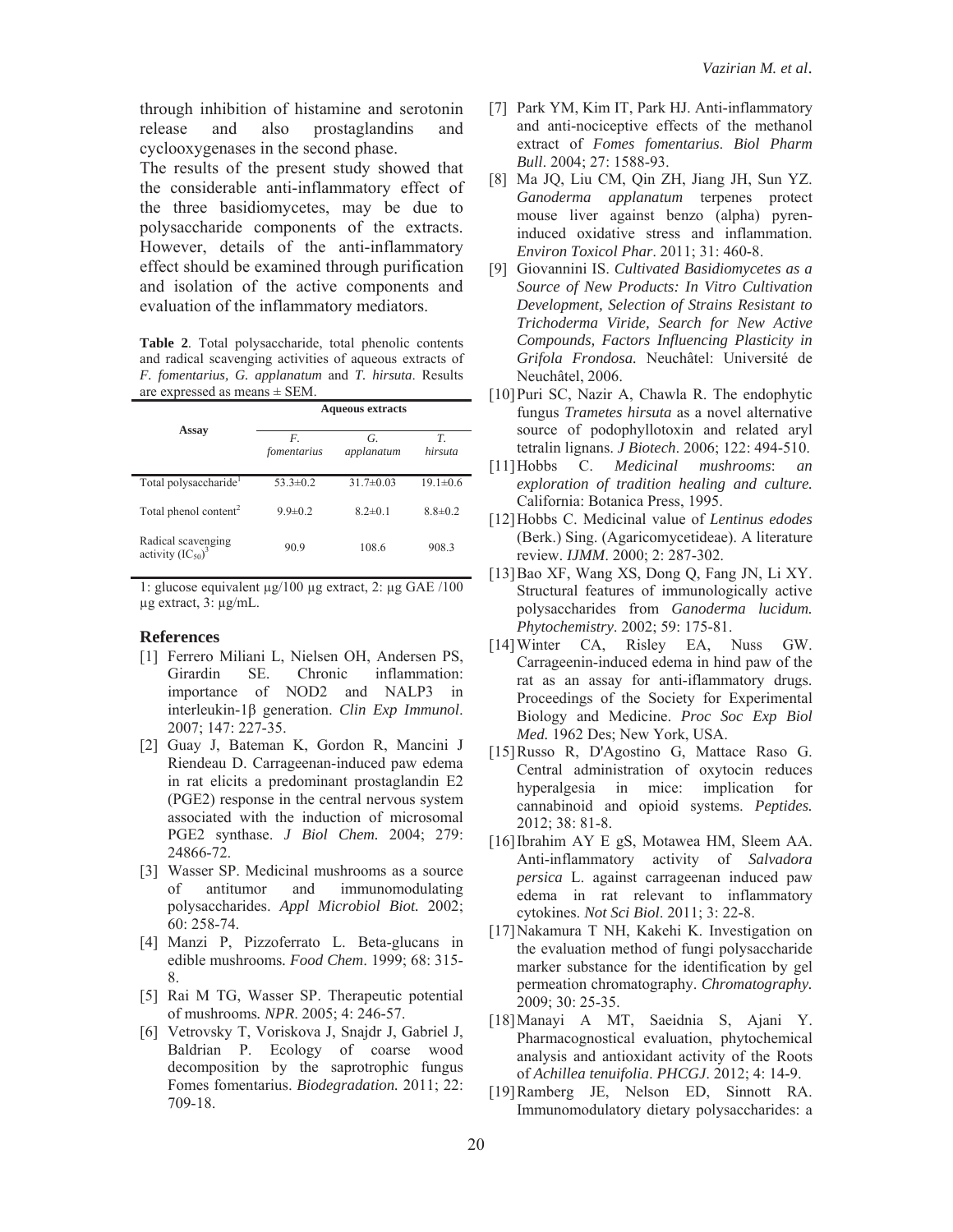through inhibition of histamine and serotonin release and also prostaglandins and cyclooxygenases in the second phase.

The results of the present study showed that the considerable anti-inflammatory effect of the three basidiomycetes, may be due to polysaccharide components of the extracts. However, details of the anti-inflammatory effect should be examined through purification and isolation of the active components and evaluation of the inflammatory mediators.

**Table 2**. Total polysaccharide, total phenolic contents and radical scavenging activities of aqueous extracts of *F. fomentarius, G. applanatum* and *T. hirsuta*. Results are expressed as means ± SEM.

| Assay | Aqueous extracts | | |
|---|---|---|---|
| | *F. fomentarius* | *G. applanatum* | *T. hirsuta* |
| Total polysaccharide[1] | 53.3±0.2 | 31.7±0.03 | 19.1±0.6 |
| Total phenol content[2] | 9.9±0.2 | 8.2±0.1 | 8.8±0.2 |
| Radical scavenging activity ($IC_{50}$)[3] | 90.9 | 108.6 | 908.3 |

1: glucose equivalent µg/100 µg extract, 2: µg GAE /100 µg extract, 3: µg/mL.

## References

[1] Ferrero Miliani L, Nielsen OH, Andersen PS, Girardin SE. Chronic inflammation: importance of NOD2 and NALP3 in interleukin-1β generation. *Clin Exp Immunol*. 2007; 147: 227-35.

[2] Guay J, Bateman K, Gordon R, Mancini J Riendeau D. Carrageenan-induced paw edema in rat elicits a predominant prostaglandin E2 (PGE2) response in the central nervous system associated with the induction of microsomal PGE2 synthase. *J Biol Chem.* 2004; 279: 24866-72.

[3] Wasser SP. Medicinal mushrooms as a source of antitumor and immunomodulating polysaccharides. *Appl Microbiol Biot.* 2002; 60: 258-74.

[4] Manzi P, Pizzoferrato L. Beta-glucans in edible mushrooms. *Food Chem*. 1999; 68: 315-8.

[5] Rai M TG, Wasser SP. Therapeutic potential of mushrooms. *NPR*. 2005; 4: 246-57.

[6] Vetrovsky T, Voriskova J, Snajdr J, Gabriel J, Baldrian P. Ecology of coarse wood decomposition by the saprotrophic fungus Fomes fomentarius. *Biodegradation.* 2011; 22: 709-18.

[7] Park YM, Kim IT, Park HJ. Anti-inflammatory and anti-nociceptive effects of the methanol extract of *Fomes fomentarius*. *Biol Pharm Bull*. 2004; 27: 1588-93.

[8] Ma JQ, Liu CM, Qin ZH, Jiang JH, Sun YZ. *Ganoderma applanatum* terpenes protect mouse liver against benzo (alpha) pyren-induced oxidative stress and inflammation. *Environ Toxicol Phar*. 2011; 31: 460-8.

[9] Giovannini IS. *Cultivated Basidiomycetes as a Source of New Products: In Vitro Cultivation Development, Selection of Strains Resistant to Trichoderma Viride, Search for New Active Compounds, Factors Influencing Plasticity in Grifola Frondosa.* Neuchâtel: Université de Neuchâtel, 2006.

[10] Puri SC, Nazir A, Chawla R. The endophytic fungus *Trametes hirsuta* as a novel alternative source of podophyllotoxin and related aryl tetralin lignans. *J Biotech*. 2006; 122: 494-510.

[11] Hobbs C. *Medicinal mushrooms: an exploration of tradition healing and culture.* California: Botanica Press, 1995.

[12] Hobbs C. Medicinal value of *Lentinus edodes* (Berk.) Sing. (Agaricomycetideae). A literature review. *IJMM*. 2000; 2: 287-302.

[13] Bao XF, Wang XS, Dong Q, Fang JN, Li XY. Structural features of immunologically active polysaccharides from *Ganoderma lucidum. Phytochemistry*. 2002; 59: 175-81.

[14] Winter CA, Risley EA, Nuss GW. Carrageenin-induced edema in hind paw of the rat as an assay for anti-iflammatory drugs. Proceedings of the Society for Experimental Biology and Medicine. *Proc Soc Exp Biol Med.* 1962 Des; New York, USA.

[15] Russo R, D'Agostino G, Mattace Raso G. Central administration of oxytocin reduces hyperalgesia in mice: implication for cannabinoid and opioid systems. *Peptides.* 2012; 38: 81-8.

[16] Ibrahim AY E gS, Motawea HM, Sleem AA. Anti-inflammatory activity of *Salvadora persica* L. against carrageenan induced paw edema in rat relevant to inflammatory cytokines. *Not Sci Biol*. 2011; 3: 22-8.

[17] Nakamura T NH, Kakehi K. Investigation on the evaluation method of fungi polysaccharide marker substance for the identification by gel permeation chromatography. *Chromatography.* 2009; 30: 25-35.

[18] Manayi A MT, Saeidnia S, Ajani Y. Pharmacognostical evaluation, phytochemical analysis and antioxidant activity of the Roots of *Achillea tenuifolia*. *PHCGJ*. 2012; 4: 14-9.

[19] Ramberg JE, Nelson ED, Sinnott RA. Immunomodulatory dietary polysaccharides: a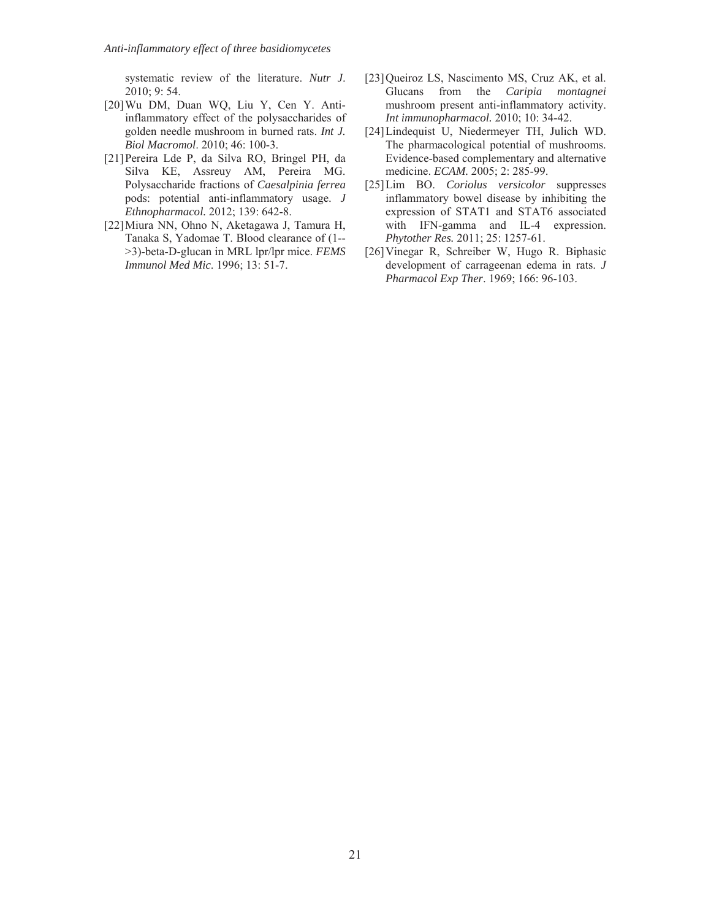systematic review of the literature. *Nutr J*. 2010; 9: 54.

[20] Wu DM, Duan WQ, Liu Y, Cen Y. Anti-inflammatory effect of the polysaccharides of golden needle mushroom in burned rats. *Int J. Biol Macromol*. 2010; 46: 100-3.

[21] Pereira Lde P, da Silva RO, Bringel PH, da Silva KE, Assreuy AM, Pereira MG. Polysaccharide fractions of *Caesalpinia ferrea* pods: potential anti-inflammatory usage. *J Ethnopharmacol.* 2012; 139: 642-8.

[22] Miura NN, Ohno N, Aketagawa J, Tamura H, Tanaka S, Yadomae T. Blood clearance of (1-->3)-beta-D-glucan in MRL lpr/lpr mice. *FEMS Immunol Med Mic*. 1996; 13: 51-7.

[23] Queiroz LS, Nascimento MS, Cruz AK, et al. Glucans from the *Caripia montagnei* mushroom present anti-inflammatory activity. *Int immunopharmacol.* 2010; 10: 34-42.

[24] Lindequist U, Niedermeyer TH, Julich WD. The pharmacological potential of mushrooms. Evidence-based complementary and alternative medicine. *ECAM.* 2005; 2: 285-99.

[25] Lim BO. *Coriolus versicolor* suppresses inflammatory bowel disease by inhibiting the expression of STAT1 and STAT6 associated with IFN-gamma and IL-4 expression. *Phytother Res.* 2011; 25: 1257-61.

[26] Vinegar R, Schreiber W, Hugo R. Biphasic development of carrageenan edema in rats. *J Pharmacol Exp Ther*. 1969; 166: 96-103.